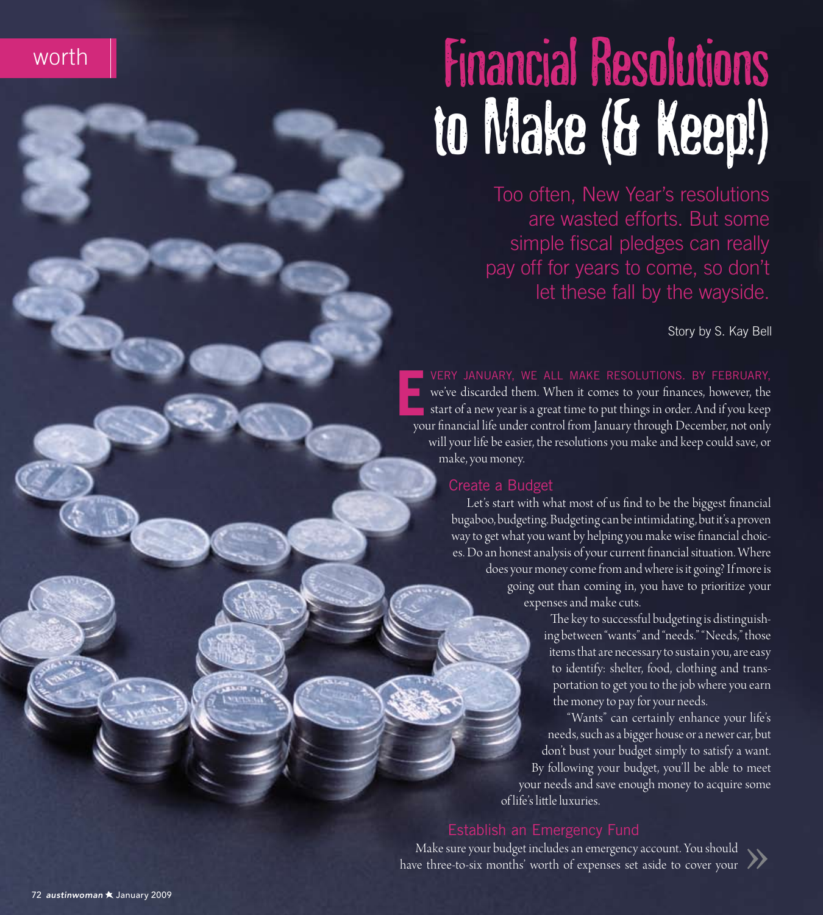# Financial Resolutions to Make (& Keep!)

Too often, New Year's resolutions are wasted efforts. But some simple fiscal pledges can really pay off for years to come, so don't let these fall by the wayside.

Story by S. Kay Bell

EVERY JANUARY, WE ALL MAKE RESOLUTIONS. BY FEBRUARY, we've discarded them. When it comes to your finances, however, the start of a new year is a great time to put things in order. And if you keep your financial life under control from January through December, not only will your life be easier, the resolutions you make and keep could save, or make, you money.

## Create a Budget

Let's start with what most of us find to be the biggest financial bugaboo, budgeting. Budgeting can be intimidating, but it's a proven way to get what you want by helping you make wise financial choices. Do an honest analysis of your current financial situation. Where does your money come from and where is it going? If more is going out than coming in, you have to prioritize your expenses and make cuts.

The key to successful budgeting is distinguishing between "wants" and "needs." "Needs," those items that are necessary to sustain you, are easy to identify: shelter, food, clothing and transportation to get you to the job where you earn the money to pay for your needs.

"Wants" can certainly enhance your life's needs, such as a bigger house or a newer car, but don't bust your budget simply to satisfy a want. By following your budget, you'll be able to meet your needs and save enough money to acquire some of life's little luxuries.

## Establish an Emergency Fund

Make sure your budget includes an emergency account. You should have three-to-six months' worth of expenses set aside to cover your »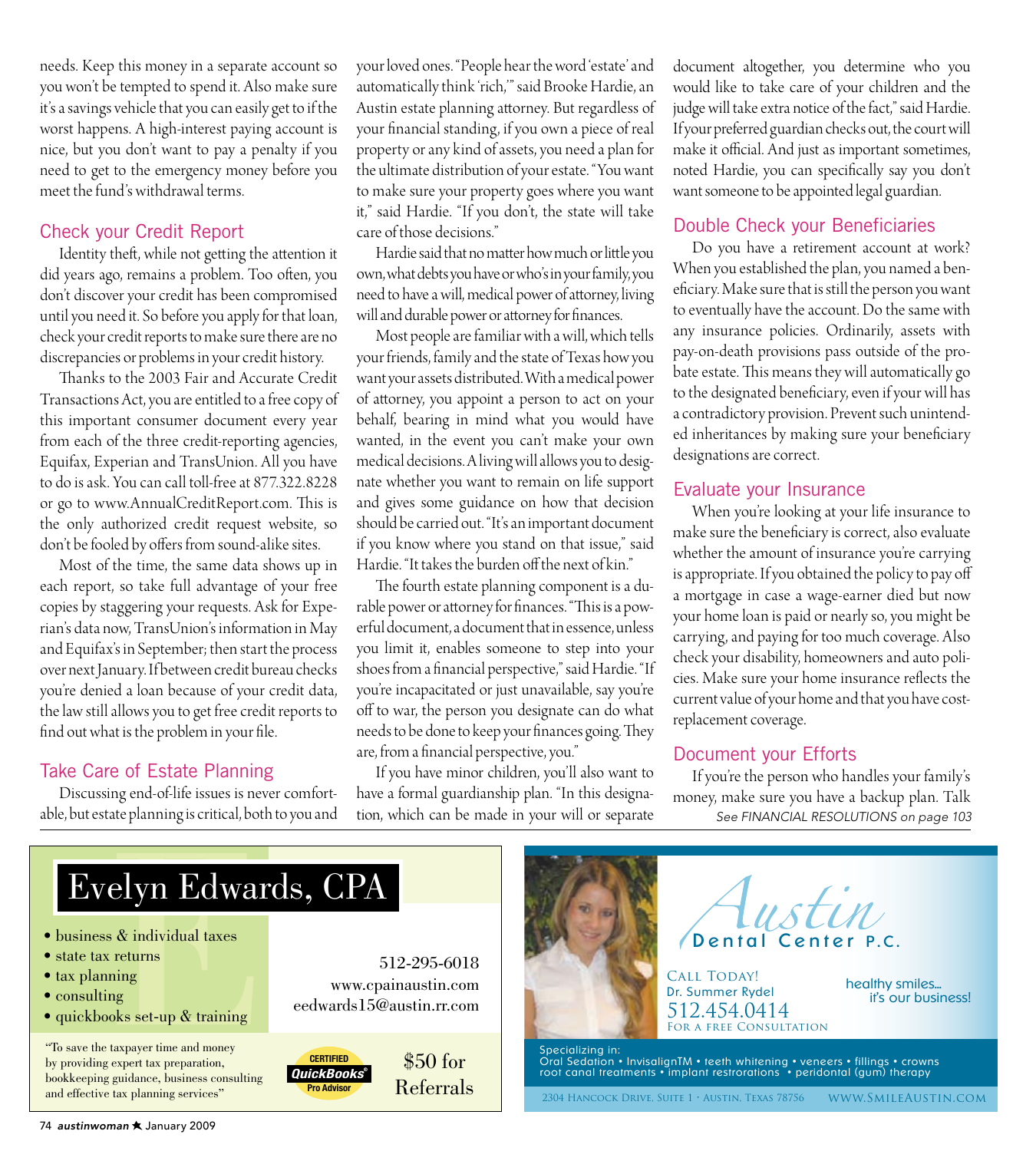needs. Keep this money in a separate account so you won't be tempted to spend it. Also make sure it's a savings vehicle that you can easily get to if the worst happens. A high-interest paying account is nice, but you don't want to pay a penalty if you need to get to the emergency money before you meet the fund's withdrawal terms.

## Check your Credit Report

Identity theft, while not getting the attention it did years ago, remains a problem. Too often, you don't discover your credit has been compromised until you need it. So before you apply for that loan, check your credit reports to make sure there are no discrepancies or problems in your credit history.

Thanks to the 2003 Fair and Accurate Credit Transactions Act, you are entitled to a free copy of this important consumer document every year from each of the three credit-reporting agencies, Equifax, Experian and TransUnion. All you have to do is ask. You can call toll-free at 877.322.8228 or go to www.AnnualCreditReport.com. This is the only authorized credit request website, so don't be fooled by offers from sound-alike sites.

Most of the time, the same data shows up in each report, so take full advantage of your free copies by staggering your requests. Ask for Experian's data now, TransUnion's information in May and Equifax's in September; then start the process over next January. If between credit bureau checks you're denied a loan because of your credit data, the law still allows you to get free credit reports to find out what is the problem in your file.

## Take Care of Estate Planning

Discussing end-of-life issues is never comfortable, but estate planning is critical, both to you and your loved ones. "People hear the word 'estate' and automatically think 'rich,'" said Brooke Hardie, an Austin estate planning attorney. But regardless of your financial standing, if you own a piece of real property or any kind of assets, you need a plan for the ultimate distribution of your estate. "You want to make sure your property goes where you want it," said Hardie. "If you don't, the state will take care of those decisions."

Hardie said that no matter how much or little you own, what debts you have or who's in your family, you need to have a will, medical power of attorney, living will and durable power or attorney for finances.

Most people are familiar with a will, which tells your friends, family and the state of Texas how you want your assets distributed. With a medical power of attorney, you appoint a person to act on your behalf, bearing in mind what you would have wanted, in the event you can't make your own medical decisions. A living will allows you to designate whether you want to remain on life support and gives some guidance on how that decision should be carried out. "It's an important document if you know where you stand on that issue," said Hardie. "It takes the burden off the next of kin."

The fourth estate planning component is a durable power or attorney for finances. "This is a powerful document, a document that in essence, unless you limit it, enables someone to step into your shoes from a financial perspective," said Hardie. "If you're incapacitated or just unavailable, say you're off to war, the person you designate can do what needs to be done to keep your finances going. They are, from a financial perspective, you."

If you have minor children, you'll also want to have a formal guardianship plan. "In this designation, which can be made in your will or separate document altogether, you determine who you would like to take care of your children and the judge will take extra notice of the fact," said Hardie. If your preferred guardian checks out, the court will make it official. And just as important sometimes, noted Hardie, you can specifically say you don't want someone to be appointed legal guardian.

## Double Check your Beneficiaries

Do you have a retirement account at work? When you established the plan, you named a beneficiary. Make sure that is still the person you want to eventually have the account. Do the same with any insurance policies. Ordinarily, assets with pay-on-death provisions pass outside of the probate estate. This means they will automatically go to the designated beneficiary, even if your will has a contradictory provision. Prevent such unintended inheritances by making sure your beneficiary designations are correct.

## Evaluate your Insurance

When you're looking at your life insurance to make sure the beneficiary is correct, also evaluate whether the amount of insurance you're carrying is appropriate. If you obtained the policy to pay off a mortgage in case a wage-earner died but now your home loan is paid or nearly so, you might be carrying, and paying for too much coverage. Also check your disability, homeowners and auto policies. Make sure your home insurance reflects the current value of your home and that you have cost-replacement coverage.

## Document your Efforts

If you're the person who handles your family's money, make sure you have a backup plan. Talk

*See FINANCIAL RESOLUTIONS on page 103*

---

**Evelyn Edwards, CPA**

- business & individual taxes
- state tax returns
- tax planning
- consulting
- quickbooks set-up & training

512-295-6018
www.cpainaustin.com
eedwards15@austin.rr.com

"To save the taxpayer time and money by providing expert tax preparation, bookkeeping guidance, business consulting and effective tax planning services"

CERTIFIED QuickBooks® Pro Advisor

$50 for Referrals

---

**Austin Dental Center P.C.**

Call Today!
Dr. Summer Rydel
512.454.0414
For a Free Consultation

healthy smiles... it's our business!

Specializing in:
Oral Sedation • InvisalignTM • teeth whitening • veneers • fillings • crowns root canal treatments • implant restrorations • peridontal (gum) therapy

2304 Hancock Drive, Suite 1 · Austin, Texas 78756 www.SmileAustin.com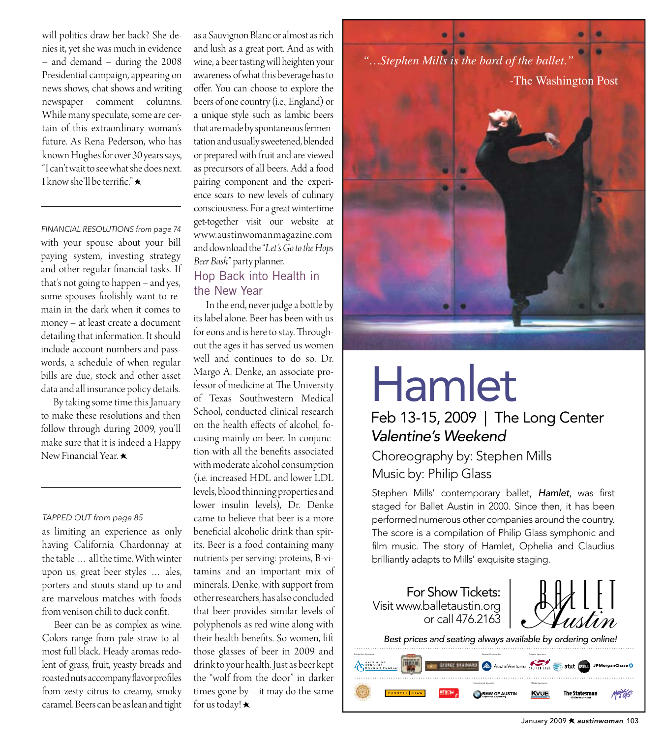will politics draw her back? She denies it, yet she was much in evidence – and demand – during the 2008 Presidential campaign, appearing on news shows, chat shows and writing newspaper comment columns. While many speculate, some are certain of this extraordinary woman's future. As Rena Pederson, who has known Hughes for over 30 years says, "I can't wait to see what she does next. I know she'll be terrific." ★

---

*FINANCIAL RESOLUTIONS from page 74*

with your spouse about your bill paying system, investing strategy and other regular financial tasks. If that's not going to happen – and yes, some spouses foolishly want to remain in the dark when it comes to money – at least create a document detailing that information. It should include account numbers and passwords, a schedule of when regular bills are due, stock and other asset data and all insurance policy details.

By taking some time this January to make these resolutions and then follow through during 2009, you'll make sure that it is indeed a Happy New Financial Year. ★

---

*TAPPED OUT from page 85*

as limiting an experience as only having California Chardonnay at the table ... all the time. With winter upon us, great beer styles ... ales, porters and stouts stand up to and are marvelous matches with foods from venison chili to duck confit.

Beer can be as complex as wine. Colors range from pale straw to almost full black. Heady aromas redolent of grass, fruit, yeasty breads and roasted nuts accompany flavor profiles from zesty citrus to creamy, smoky caramel. Beers can be as lean and tight as a Sauvignon Blanc or almost as rich and lush as a great port. And as with wine, a beer tasting will heighten your awareness of what this beverage has to offer. You can choose to explore the beers of one country (i.e., England) or a unique style such as lambic beers that are made by spontaneous fermentation and usually sweetened, blended or prepared with fruit and are viewed as precursors of all beers. Add a food pairing component and the experience soars to new levels of culinary consciousness. For a great wintertime get-together visit our website at www.austinwomanmagazine.com and download the "*Let's Go to the Hops Beer Bash*" party planner.

## Hop Back into Health in the New Year

In the end, never judge a bottle by its label alone. Beer has been with us for eons and is here to stay. Throughout the ages it has served us women well and continues to do so. Dr. Margo A. Denke, an associate professor of medicine at The University of Texas Southwestern Medical School, conducted clinical research on the health effects of alcohol, focusing mainly on beer. In conjunction with all the benefits associated with moderate alcohol consumption (i.e. increased HDL and lower LDL levels, blood thinning properties and lower insulin levels), Dr. Denke came to believe that beer is a more beneficial alcoholic drink than spirits. Beer is a food containing many nutrients per serving: proteins, B-vitamins and an important mix of minerals. Denke, with support from other researchers, has also concluded that beer provides similar levels of polyphenols as red wine along with their health benefits. So women, lift those glasses of beer in 2009 and drink to your health. Just as beer kept the "wolf from the door" in darker times gone by – it may do the same for us today! ★

---

*"...Stephen Mills is the bard of the ballet."*
-The Washington Post

# Hamlet

Feb 13-15, 2009 | The Long Center
*Valentine's Weekend*

Choreography by: Stephen Mills
Music by: Philip Glass

Stephen Mills' contemporary ballet, ***Hamlet***, was first staged for Ballet Austin in 2000. Since then, it has been performed numerous other companies around the country. The score is a compilation of Philip Glass symphonic and film music. The story of Hamlet, Ophelia and Claudius brilliantly adapts to Mills' exquisite staging.

**For Show Tickets:**
Visit www.balletaustin.org
or call 476.2163

BALLET Austin

*Best prices and seating always available by ordering online!*

Akin Gump Strauss Hauer & Feld LLP · George Brainard · AustinVentures · Silicon Labs · at&t · Dell · JPMorganChase · Fussell|Shaw · BMW of Austin · KVUE · The Statesman